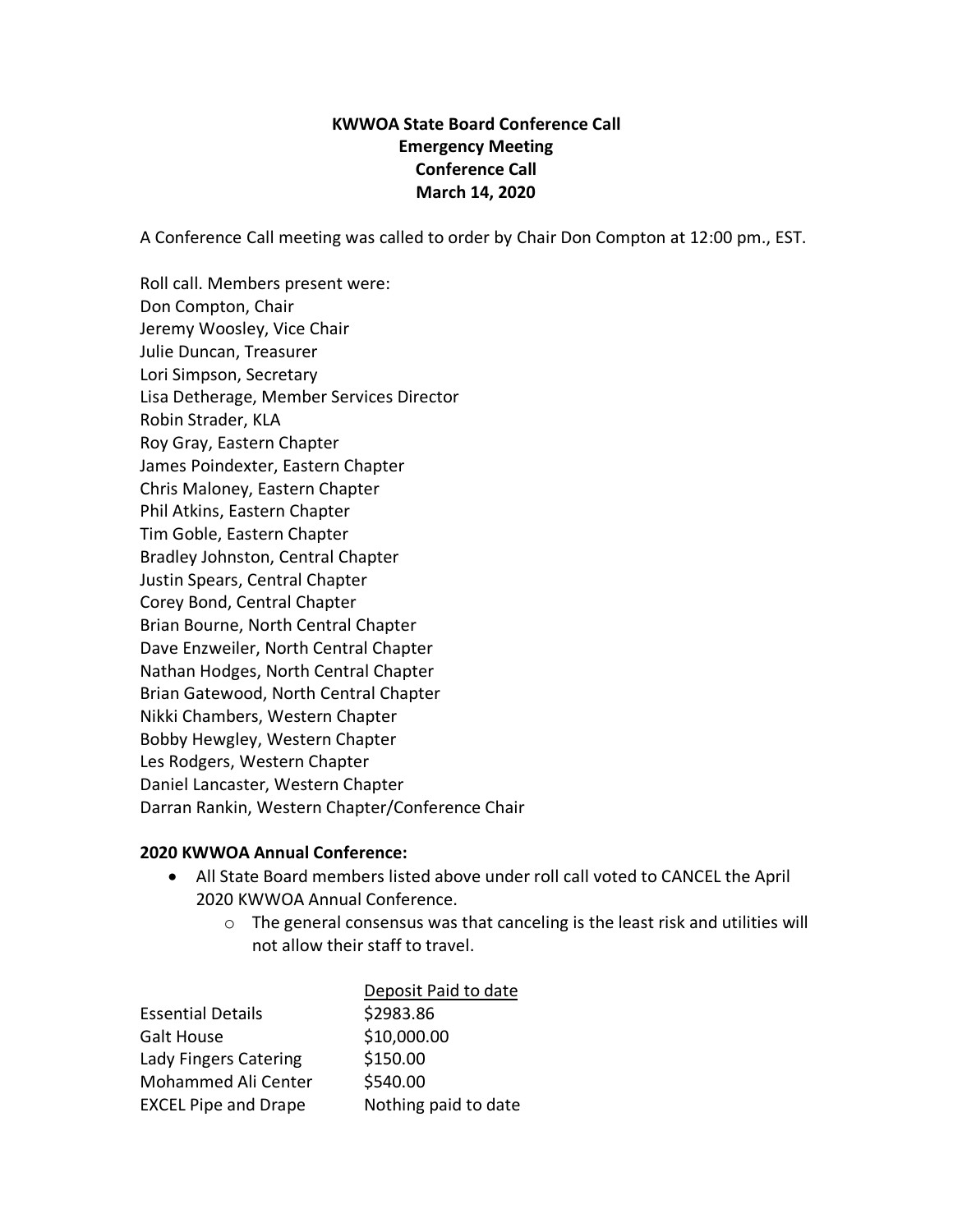**KWWOA State Board Conference Call**
**Emergency Meeting**
**Conference Call**
**March 14, 2020**

A Conference Call meeting was called to order by Chair Don Compton at 12:00 pm., EST.

Roll call. Members present were:
Don Compton, Chair
Jeremy Woosley, Vice Chair
Julie Duncan, Treasurer
Lori Simpson, Secretary
Lisa Detherage, Member Services Director
Robin Strader, KLA
Roy Gray, Eastern Chapter
James Poindexter, Eastern Chapter
Chris Maloney, Eastern Chapter
Phil Atkins, Eastern Chapter
Tim Goble, Eastern Chapter
Bradley Johnston, Central Chapter
Justin Spears, Central Chapter
Corey Bond, Central Chapter
Brian Bourne, North Central Chapter
Dave Enzweiler, North Central Chapter
Nathan Hodges, North Central Chapter
Brian Gatewood, North Central Chapter
Nikki Chambers, Western Chapter
Bobby Hewgley, Western Chapter
Les Rodgers, Western Chapter
Daniel Lancaster, Western Chapter
Darran Rankin, Western Chapter/Conference Chair

**2020 KWWOA Annual Conference:**

- All State Board members listed above under roll call voted to CANCEL the April 2020 KWWOA Annual Conference.
    - The general consensus was that canceling is the least risk and utilities will not allow their staff to travel.

| | Deposit Paid to date |
|---|---|
| Essential Details | $2983.86 |
| Galt House | $10,000.00 |
| Lady Fingers Catering | $150.00 |
| Mohammed Ali Center | $540.00 |
| EXCEL Pipe and Drape | Nothing paid to date |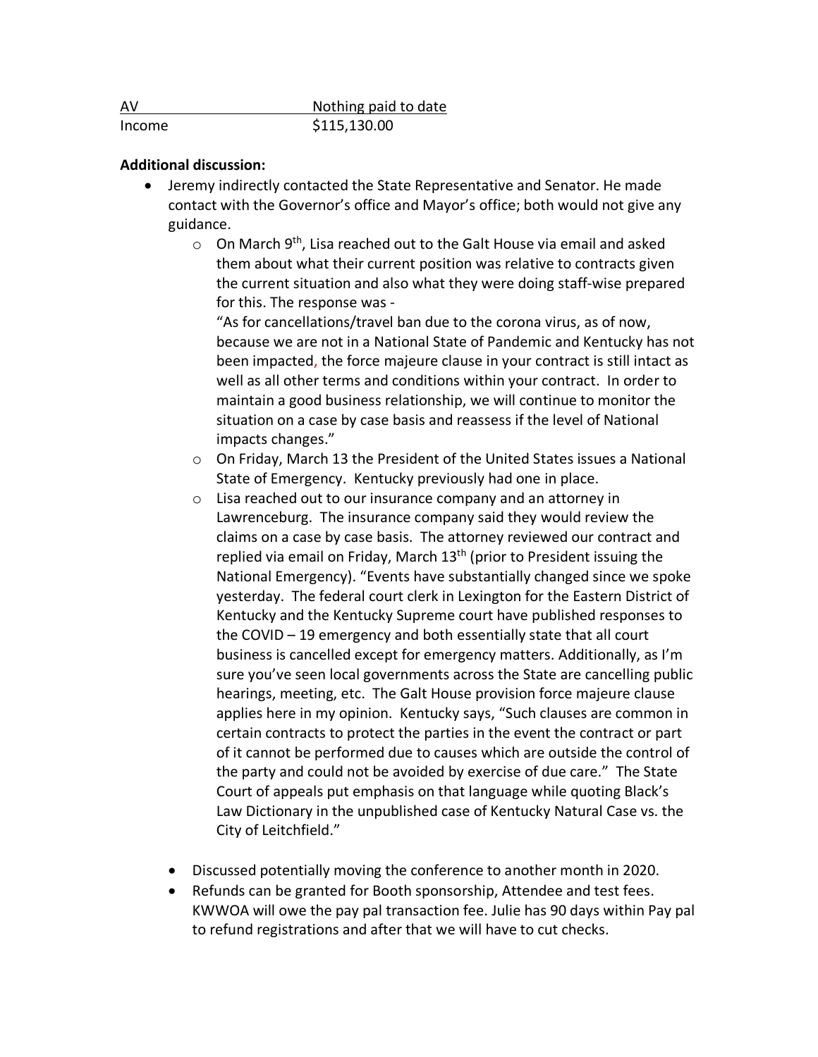| AV | Nothing paid to date |
| --- | --- |
| Income | $115,130.00 |

**Additional discussion:**

- Jeremy indirectly contacted the State Representative and Senator. He made contact with the Governor's office and Mayor's office; both would not give any guidance.
  - On March 9th, Lisa reached out to the Galt House via email and asked them about what their current position was relative to contracts given the current situation and also what they were doing staff-wise prepared for this. The response was -
    "As for cancellations/travel ban due to the corona virus, as of now, because we are not in a National State of Pandemic and Kentucky has not been impacted, the force majeure clause in your contract is still intact as well as all other terms and conditions within your contract. In order to maintain a good business relationship, we will continue to monitor the situation on a case by case basis and reassess if the level of National impacts changes."
  - On Friday, March 13 the President of the United States issues a National State of Emergency. Kentucky previously had one in place.
  - Lisa reached out to our insurance company and an attorney in Lawrenceburg. The insurance company said they would review the claims on a case by case basis. The attorney reviewed our contract and replied via email on Friday, March 13th (prior to President issuing the National Emergency). "Events have substantially changed since we spoke yesterday. The federal court clerk in Lexington for the Eastern District of Kentucky and the Kentucky Supreme court have published responses to the COVID – 19 emergency and both essentially state that all court business is cancelled except for emergency matters. Additionally, as I'm sure you've seen local governments across the State are cancelling public hearings, meeting, etc. The Galt House provision force majeure clause applies here in my opinion. Kentucky says, "Such clauses are common in certain contracts to protect the parties in the event the contract or part of it cannot be performed due to causes which are outside the control of the party and could not be avoided by exercise of due care." The State Court of appeals put emphasis on that language while quoting Black's Law Dictionary in the unpublished case of Kentucky Natural Case vs. the City of Leitchfield."
- Discussed potentially moving the conference to another month in 2020.
- Refunds can be granted for Booth sponsorship, Attendee and test fees. KWWOA will owe the pay pal transaction fee. Julie has 90 days within Pay pal to refund registrations and after that we will have to cut checks.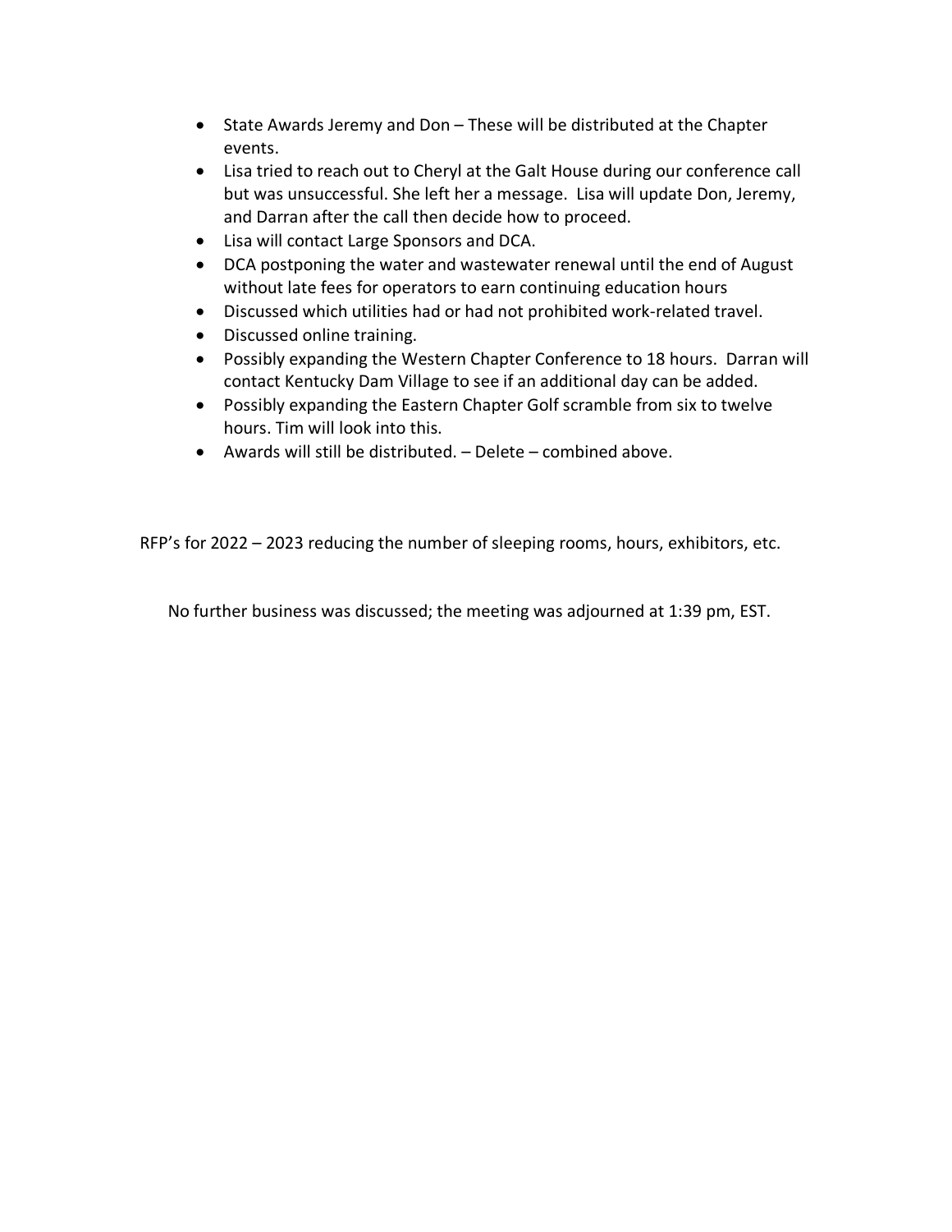- State Awards Jeremy and Don – These will be distributed at the Chapter events.
- Lisa tried to reach out to Cheryl at the Galt House during our conference call but was unsuccessful. She left her a message. Lisa will update Don, Jeremy, and Darran after the call then decide how to proceed.
- Lisa will contact Large Sponsors and DCA.
- DCA postponing the water and wastewater renewal until the end of August without late fees for operators to earn continuing education hours
- Discussed which utilities had or had not prohibited work-related travel.
- Discussed online training.
- Possibly expanding the Western Chapter Conference to 18 hours. Darran will contact Kentucky Dam Village to see if an additional day can be added.
- Possibly expanding the Eastern Chapter Golf scramble from six to twelve hours. Tim will look into this.
- Awards will still be distributed. – Delete – combined above.

RFP's for 2022 – 2023 reducing the number of sleeping rooms, hours, exhibitors, etc.

No further business was discussed; the meeting was adjourned at 1:39 pm, EST.